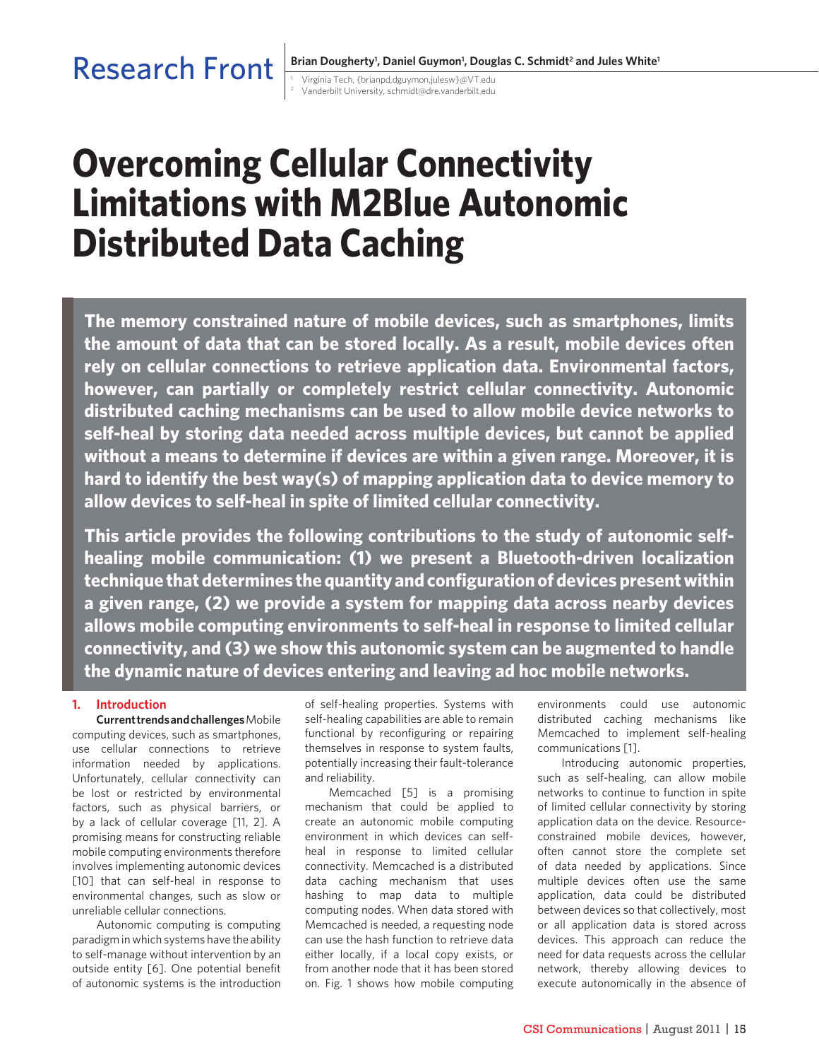Research Front

**Brian Dougherty[1], Daniel Guymon[1], Douglas C. Schmidt[2] and Jules White[1]**

[1] Virginia Tech, {brianpd,dguymon,julesw}@VT.edu
[2] Vanderbilt University, schmidt@dre.vanderbilt.edu

# Overcoming Cellular Connectivity Limitations with M2Blue Autonomic Distributed Data Caching

**The memory constrained nature of mobile devices, such as smartphones, limits the amount of data that can be stored locally. As a result, mobile devices often rely on cellular connections to retrieve application data. Environmental factors, however, can partially or completely restrict cellular connectivity. Autonomic distributed caching mechanisms can be used to allow mobile device networks to self-heal by storing data needed across multiple devices, but cannot be applied without a means to determine if devices are within a given range. Moreover, it is hard to identify the best way(s) of mapping application data to device memory to allow devices to self-heal in spite of limited cellular connectivity.**

**This article provides the following contributions to the study of autonomic self-healing mobile communication: (1) we present a Bluetooth-driven localization technique that determines the quantity and configuration of devices present within a given range, (2) we provide a system for mapping data across nearby devices allows mobile computing environments to self-heal in response to limited cellular connectivity, and (3) we show this autonomic system can be augmented to handle the dynamic nature of devices entering and leaving ad hoc mobile networks.**

## 1. Introduction

**Current trends and challenges** Mobile computing devices, such as smartphones, use cellular connections to retrieve information needed by applications. Unfortunately, cellular connectivity can be lost or restricted by environmental factors, such as physical barriers, or by a lack of cellular coverage [11, 2]. A promising means for constructing reliable mobile computing environments therefore involves implementing autonomic devices [10] that can self-heal in response to environmental changes, such as slow or unreliable cellular connections.

Autonomic computing is computing paradigm in which systems have the ability to self-manage without intervention by an outside entity [6]. One potential benefit of autonomic systems is the introduction of self-healing properties. Systems with self-healing capabilities are able to remain functional by reconfiguring or repairing themselves in response to system faults, potentially increasing their fault-tolerance and reliability.

Memcached [5] is a promising mechanism that could be applied to create an autonomic mobile computing environment in which devices can self-heal in response to limited cellular connectivity. Memcached is a distributed data caching mechanism that uses hashing to map data to multiple computing nodes. When data stored with Memcached is needed, a requesting node can use the hash function to retrieve data either locally, if a local copy exists, or from another node that it has been stored on. Fig. 1 shows how mobile computing environments could use autonomic distributed caching mechanisms like Memcached to implement self-healing communications [1].

Introducing autonomic properties, such as self-healing, can allow mobile networks to continue to function in spite of limited cellular connectivity by storing application data on the device. Resource-constrained mobile devices, however, often cannot store the complete set of data needed by applications. Since multiple devices often use the same application, data could be distributed between devices so that collectively, most or all application data is stored across devices. This approach can reduce the need for data requests across the cellular network, thereby allowing devices to execute autonomically in the absence of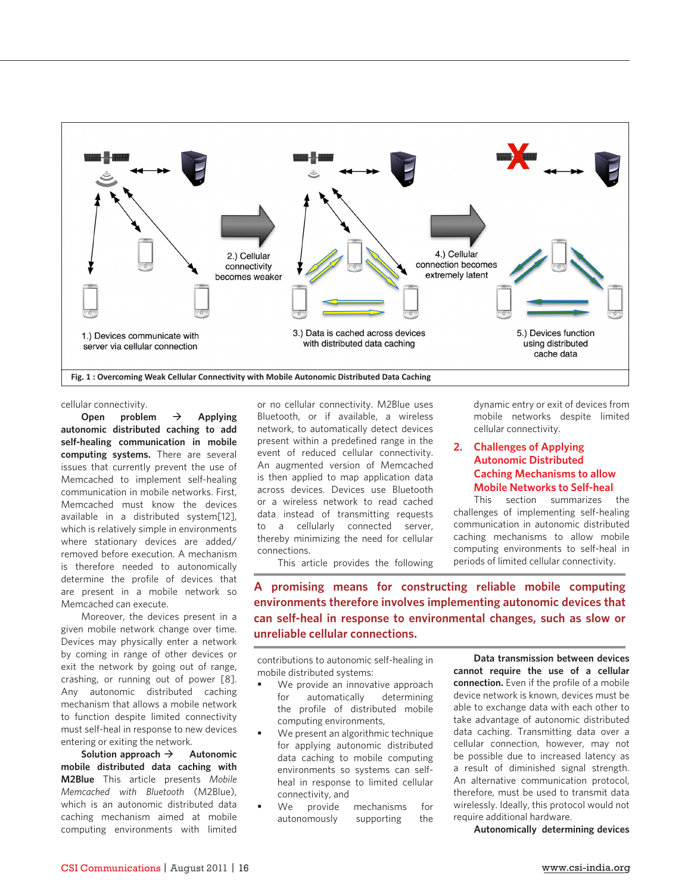Fig. 1 : Overcoming Weak Cellular Connectivity with Mobile Autonomic Distributed Data Caching

cellular connectivity.

**Open problem → Applying autonomic distributed caching to add self-healing communication in mobile computing systems.** There are several issues that currently prevent the use of Memcached to implement self-healing communication in mobile networks. First, Memcached must know the devices available in a distributed system[12], which is relatively simple in environments where stationary devices are added/removed before execution. A mechanism is therefore needed to autonomically determine the profile of devices that are present in a mobile network so Memcached can execute.

Moreover, the devices present in a given mobile network change over time. Devices may physically enter a network by coming in range of other devices or exit the network by going out of range, crashing, or running out of power [8]. Any autonomic distributed caching mechanism that allows a mobile network to function despite limited connectivity must self-heal in response to new devices entering or exiting the network.

**Solution approach → Autonomic mobile distributed data caching with M2Blue** This article presents *Mobile Memcached with Bluetooth* (M2Blue), which is an autonomic distributed data caching mechanism aimed at mobile computing environments with limited or no cellular connectivity. M2Blue uses Bluetooth, or if available, a wireless network, to automatically detect devices present within a predefined range in the event of reduced cellular connectivity. An augmented version of Memcached is then applied to map application data across devices. Devices use Bluetooth or a wireless network to read cached data instead of transmitting requests to a cellularly connected server, thereby minimizing the need for cellular connections.

This article provides the following contributions to autonomic self-healing in mobile distributed systems:

- We provide an innovative approach for automatically determining the profile of distributed mobile computing environments,
- We present an algorithmic technique for applying autonomic distributed data caching to mobile computing environments so systems can self-heal in response to limited cellular connectivity, and
- We provide mechanisms for autonomously supporting the dynamic entry or exit of devices from mobile networks despite limited cellular connectivity.

## 2. Challenges of Applying Autonomic Distributed Caching Mechanisms to allow Mobile Networks to Self-heal

This section summarizes the challenges of implementing self-healing communication in autonomic distributed caching mechanisms to allow mobile computing environments to self-heal in periods of limited cellular connectivity.

**A promising means for constructing reliable mobile computing environments therefore involves implementing autonomic devices that can self-heal in response to environmental changes, such as slow or unreliable cellular connections.**

**Data transmission between devices cannot require the use of a cellular connection.** Even if the profile of a mobile device network is known, devices must be able to exchange data with each other to take advantage of autonomic distributed data caching. Transmitting data over a cellular connection, however, may not be possible due to increased latency as a result of diminished signal strength. An alternative communication protocol, therefore, must be used to transmit data wirelessly. Ideally, this protocol would not require additional hardware.

**Autonomically determining devices**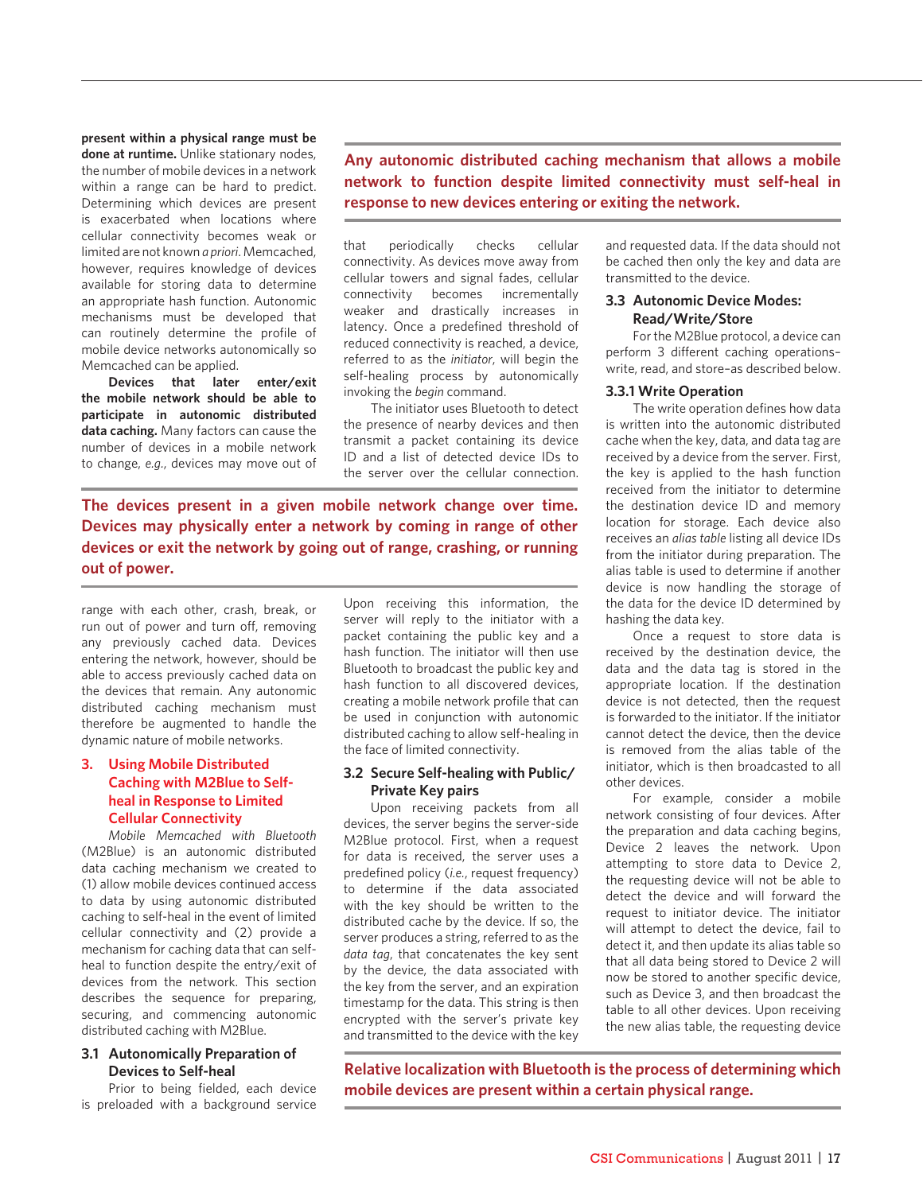**present within a physical range must be done at runtime.** Unlike stationary nodes, the number of mobile devices in a network within a range can be hard to predict. Determining which devices are present is exacerbated when locations where cellular connectivity becomes weak or limited are not known *a priori*. Memcached, however, requires knowledge of devices available for storing data to determine an appropriate hash function. Autonomic mechanisms must be developed that can routinely determine the profile of mobile device networks autonomically so Memcached can be applied.

**Devices that later enter/exit the mobile network should be able to participate in autonomic distributed data caching.** Many factors can cause the number of devices in a mobile network to change, *e.g.*, devices may move out of range with each other, crash, break, or run out of power and turn off, removing any previously cached data. Devices entering the network, however, should be able to access previously cached data on the devices that remain. Any autonomic distributed caching mechanism must therefore be augmented to handle the dynamic nature of mobile networks.

**Any autonomic distributed caching mechanism that allows a mobile network to function despite limited connectivity must self-heal in response to new devices entering or exiting the network.**

**The devices present in a given mobile network change over time. Devices may physically enter a network by coming in range of other devices or exit the network by going out of range, crashing, or running out of power.**

## 3. Using Mobile Distributed Caching with M2Blue to Self-heal in Response to Limited Cellular Connectivity

*Mobile Memcached with Bluetooth* (M2Blue) is an autonomic distributed data caching mechanism we created to (1) allow mobile devices continued access to data by using autonomic distributed caching to self-heal in the event of limited cellular connectivity and (2) provide a mechanism for caching data that can self-heal to function despite the entry/exit of devices from the network. This section describes the sequence for preparing, securing, and commencing autonomic distributed caching with M2Blue.

### 3.1 Autonomically Preparation of Devices to Self-heal

Prior to being fielded, each device is preloaded with a background service that periodically checks cellular connectivity. As devices move away from cellular towers and signal fades, cellular connectivity becomes incrementally weaker and drastically increases in latency. Once a predefined threshold of reduced connectivity is reached, a device, referred to as the *initiator*, will begin the self-healing process by autonomically invoking the *begin* command.

The initiator uses Bluetooth to detect the presence of nearby devices and then transmit a packet containing its device ID and a list of detected device IDs to the server over the cellular connection. Upon receiving this information, the server will reply to the initiator with a packet containing the public key and a hash function. The initiator will then use Bluetooth to broadcast the public key and hash function to all discovered devices, creating a mobile network profile that can be used in conjunction with autonomic distributed caching to allow self-healing in the face of limited connectivity.

### 3.2 Secure Self-healing with Public/Private Key pairs

Upon receiving packets from all devices, the server begins the server-side M2Blue protocol. First, when a request for data is received, the server uses a predefined policy (*i.e.*, request frequency) to determine if the data associated with the key should be written to the distributed cache by the device. If so, the server produces a string, referred to as the *data tag*, that concatenates the key sent by the device, the data associated with the key from the server, and an expiration timestamp for the data. This string is then encrypted with the server's private key and transmitted to the device with the key and requested data. If the data should not be cached then only the key and data are transmitted to the device.

### 3.3 Autonomic Device Modes: Read/Write/Store

For the M2Blue protocol, a device can perform 3 different caching operations–write, read, and store–as described below.

#### 3.3.1 Write Operation

The write operation defines how data is written into the autonomic distributed cache when the key, data, and data tag are received by a device from the server. First, the key is applied to the hash function received from the initiator to determine the destination device ID and memory location for storage. Each device also receives an *alias table* listing all device IDs from the initiator during preparation. The alias table is used to determine if another device is now handling the storage of the data for the device ID determined by hashing the data key.

Once a request to store data is received by the destination device, the data and the data tag is stored in the appropriate location. If the destination device is not detected, then the request is forwarded to the initiator. If the initiator cannot detect the device, then the device is removed from the alias table of the initiator, which is then broadcasted to all other devices.

For example, consider a mobile network consisting of four devices. After the preparation and data caching begins, Device 2 leaves the network. Upon attempting to store data to Device 2, the requesting device will not be able to detect the device and will forward the request to initiator device. The initiator will attempt to detect the device, fail to detect it, and then update its alias table so that all data being stored to Device 2 will now be stored to another specific device, such as Device 3, and then broadcast the table to all other devices. Upon receiving the new alias table, the requesting device

**Relative localization with Bluetooth is the process of determining which mobile devices are present within a certain physical range.**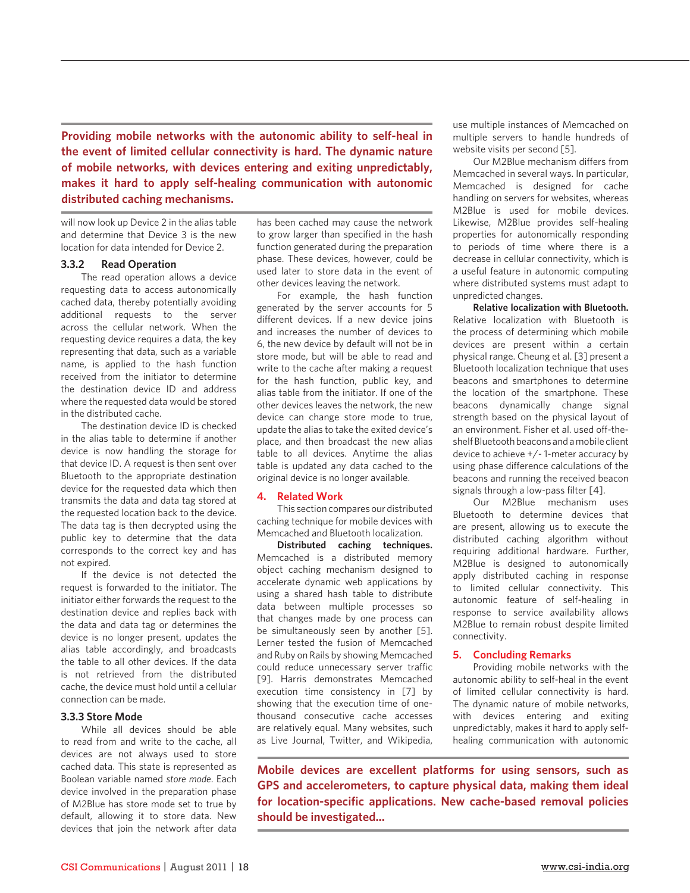**Providing mobile networks with the autonomic ability to self-heal in the event of limited cellular connectivity is hard. The dynamic nature of mobile networks, with devices entering and exiting unpredictably, makes it hard to apply self-healing communication with autonomic distributed caching mechanisms.**

will now look up Device 2 in the alias table and determine that Device 3 is the new location for data intended for Device 2.

### 3.3.2 Read Operation

The read operation allows a device requesting data to access autonomically cached data, thereby potentially avoiding additional requests to the server across the cellular network. When the requesting device requires a data, the key representing that data, such as a variable name, is applied to the hash function received from the initiator to determine the destination device ID and address where the requested data would be stored in the distributed cache.

The destination device ID is checked in the alias table to determine if another device is now handling the storage for that device ID. A request is then sent over Bluetooth to the appropriate destination device for the requested data which then transmits the data and data tag stored at the requested location back to the device. The data tag is then decrypted using the public key to determine that the data corresponds to the correct key and has not expired.

If the device is not detected the request is forwarded to the initiator. The initiator either forwards the request to the destination device and replies back with the data and data tag or determines the device is no longer present, updates the alias table accordingly, and broadcasts the table to all other devices. If the data is not retrieved from the distributed cache, the device must hold until a cellular connection can be made.

### 3.3.3 Store Mode

While all devices should be able to read from and write to the cache, all devices are not always used to store cached data. This state is represented as Boolean variable named *store mode*. Each device involved in the preparation phase of M2Blue has store mode set to true by default, allowing it to store data. New devices that join the network after data has been cached may cause the network to grow larger than specified in the hash function generated during the preparation phase. These devices, however, could be used later to store data in the event of other devices leaving the network.

For example, the hash function generated by the server accounts for 5 different devices. If a new device joins and increases the number of devices to 6, the new device by default will not be in store mode, but will be able to read and write to the cache after making a request for the hash function, public key, and alias table from the initiator. If one of the other devices leaves the network, the new device can change store mode to true, update the alias to take the exited device's place, and then broadcast the new alias table to all devices. Anytime the alias table is updated any data cached to the original device is no longer available.

## 4. Related Work

This section compares our distributed caching technique for mobile devices with Memcached and Bluetooth localization.

**Distributed caching techniques.** Memcached is a distributed memory object caching mechanism designed to accelerate dynamic web applications by using a shared hash table to distribute data between multiple processes so that changes made by one process can be simultaneously seen by another [5]. Lerner tested the fusion of Memcached and Ruby on Rails by showing Memcached could reduce unnecessary server traffic [9]. Harris demonstrates Memcached execution time consistency in [7] by showing that the execution time of one-thousand consecutive cache accesses are relatively equal. Many websites, such as Live Journal, Twitter, and Wikipedia, use multiple instances of Memcached on multiple servers to handle hundreds of website visits per second [5].

Our M2Blue mechanism differs from Memcached in several ways. In particular, Memcached is designed for cache handling on servers for websites, whereas M2Blue is used for mobile devices. Likewise, M2Blue provides self-healing properties for autonomically responding to periods of time where there is a decrease in cellular connectivity, which is a useful feature in autonomic computing where distributed systems must adapt to unpredicted changes.

**Relative localization with Bluetooth.** Relative localization with Bluetooth is the process of determining which mobile devices are present within a certain physical range. Cheung et al. [3] present a Bluetooth localization technique that uses beacons and smartphones to determine the location of the smartphone. These beacons dynamically change signal strength based on the physical layout of an environment. Fisher et al. used off-the-shelf Bluetooth beacons and a mobile client device to achieve +/- 1-meter accuracy by using phase difference calculations of the beacons and running the received beacon signals through a low-pass filter [4].

Our M2Blue mechanism uses Bluetooth to determine devices that are present, allowing us to execute the distributed caching algorithm without requiring additional hardware. Further, M2Blue is designed to autonomically apply distributed caching in response to limited cellular connectivity. This autonomic feature of self-healing in response to service availability allows M2Blue to remain robust despite limited connectivity.

## 5. Concluding Remarks

Providing mobile networks with the autonomic ability to self-heal in the event of limited cellular connectivity is hard. The dynamic nature of mobile networks, with devices entering and exiting unpredictably, makes it hard to apply self-healing communication with autonomic

**Mobile devices are excellent platforms for using sensors, such as GPS and accelerometers, to capture physical data, making them ideal for location-specific applications. New cache-based removal policies should be investigated...**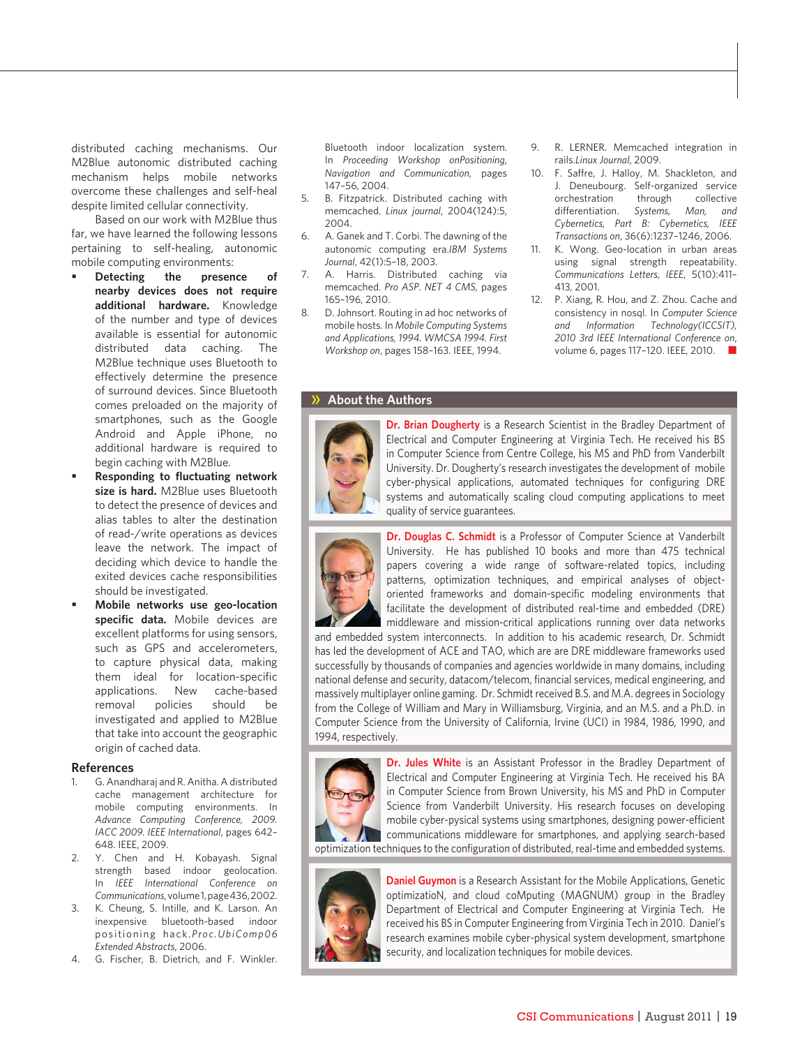distributed caching mechanisms. Our M2Blue autonomic distributed caching mechanism helps mobile networks overcome these challenges and self-heal despite limited cellular connectivity.

Based on our work with M2Blue thus far, we have learned the following lessons pertaining to self-healing, autonomic mobile computing environments:

- **Detecting the presence of nearby devices does not require additional hardware.** Knowledge of the number and type of devices available is essential for autonomic distributed data caching. The M2Blue technique uses Bluetooth to effectively determine the presence of surround devices. Since Bluetooth comes preloaded on the majority of smartphones, such as the Google Android and Apple iPhone, no additional hardware is required to begin caching with M2Blue.
- **Responding to fluctuating network size is hard.** M2Blue uses Bluetooth to detect the presence of devices and alias tables to alter the destination of read-/write operations as devices leave the network. The impact of deciding which device to handle the exited devices cache responsibilities should be investigated.
- **Mobile networks use geo-location specific data.** Mobile devices are excellent platforms for using sensors, such as GPS and accelerometers, to capture physical data, making them ideal for location-specific applications. New cache-based removal policies should be investigated and applied to M2Blue that take into account the geographic origin of cached data.

## References

1. G. Anandharaj and R. Anitha. A distributed cache management architecture for mobile computing environments. In *Advance Computing Conference, 2009. IACC 2009. IEEE International*, pages 642–648. IEEE, 2009.
2. Y. Chen and H. Kobayash. Signal strength based indoor geolocation. In *IEEE International Conference on Communications*, volume 1, page 436, 2002.
3. K. Cheung, S. Intille, and K. Larson. An inexpensive bluetooth-based indoor positioning hack. *Proc. UbiComp06 Extended Abstracts*, 2006.
4. G. Fischer, B. Dietrich, and F. Winkler. Bluetooth indoor localization system. In *Proceeding Workshop onPositioning, Navigation and Communication*, pages 147–56, 2004.
5. B. Fitzpatrick. Distributed caching with memcached. *Linux journal*, 2004(124):5, 2004.
6. A. Ganek and T. Corbi. The dawning of the autonomic computing era.*IBM Systems Journal*, 42(1):5–18, 2003.
7. A. Harris. Distributed caching via memcached. *Pro ASP. NET 4 CMS*, pages 165–196, 2010.
8. D. Johnsort. Routing in ad hoc networks of mobile hosts. In *Mobile Computing Systems and Applications, 1994. WMCSA 1994. First Workshop on*, pages 158–163. IEEE, 1994.
9. R. LERNER. Memcached integration in rails.*Linux Journal*, 2009.
10. F. Saffre, J. Halloy, M. Shackleton, and J. Deneubourg. Self-organized service orchestration through collective differentiation. *Systems, Man, and Cybernetics, Part B: Cybernetics, IEEE Transactions on*, 36(6):1237–1246, 2006.
11. K. Wong. Geo-location in urban areas using signal strength repeatability. *Communications Letters, IEEE*, 5(10):411–413, 2001.
12. P. Xiang, R. Hou, and Z. Zhou. Cache and consistency in nosql. In *Computer Science and Information Technology(ICCSIT), 2010 3rd IEEE International Conference on*, volume 6, pages 117–120. IEEE, 2010.

## About the Authors

**Dr. Brian Dougherty** is a Research Scientist in the Bradley Department of Electrical and Computer Engineering at Virginia Tech. He received his BS in Computer Science from Centre College, his MS and PhD from Vanderbilt University. Dr. Dougherty's research investigates the development of mobile cyber-physical applications, automated techniques for configuring DRE systems and automatically scaling cloud computing applications to meet quality of service guarantees.

**Dr. Douglas C. Schmidt** is a Professor of Computer Science at Vanderbilt University. He has published 10 books and more than 475 technical papers covering a wide range of software-related topics, including patterns, optimization techniques, and empirical analyses of object-oriented frameworks and domain-specific modeling environments that facilitate the development of distributed real-time and embedded (DRE) middleware and mission-critical applications running over data networks and embedded system interconnects. In addition to his academic research, Dr. Schmidt has led the development of ACE and TAO, which are DRE middleware frameworks used successfully by thousands of companies and agencies worldwide in many domains, including national defense and security, datacom/telecom, financial services, medical engineering, and massively multiplayer online gaming. Dr. Schmidt received B.S. and M.A. degrees in Sociology from the College of William and Mary in Williamsburg, Virginia, and an M.S. and a Ph.D. in Computer Science from the University of California, Irvine (UCI) in 1984, 1986, 1990, and 1994, respectively.

**Dr. Jules White** is an Assistant Professor in the Bradley Department of Electrical and Computer Engineering at Virginia Tech. He received his BA in Computer Science from Brown University, his MS and PhD in Computer Science from Vanderbilt University. His research focuses on developing mobile cyber-pysical systems using smartphones, designing power-efficient communications middleware for smartphones, and applying search-based optimization techniques to the configuration of distributed, real-time and embedded systems.

**Daniel Guymon** is a Research Assistant for the Mobile Applications, Genetic optimizatioN, and cloud coMputing (MAGNUM) group in the Bradley Department of Electrical and Computer Engineering at Virginia Tech. He received his BS in Computer Engineering from Virginia Tech in 2010. Daniel's research examines mobile cyber-physical system development, smartphone security, and localization techniques for mobile devices.